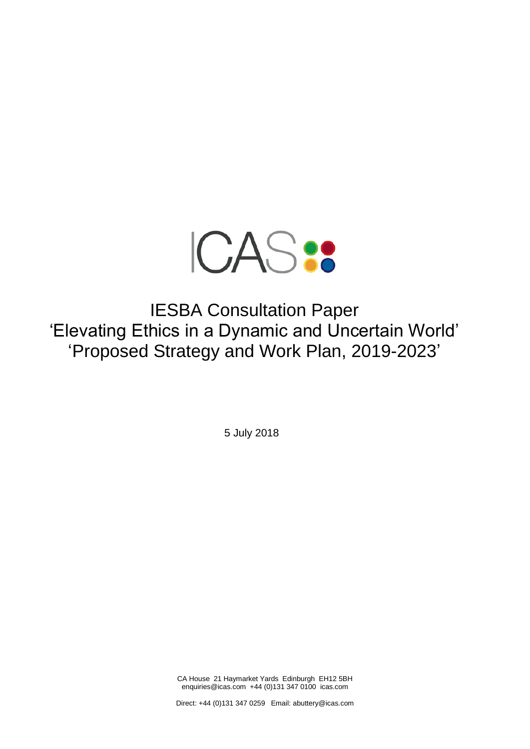ICAS

# IESBA Consultation Paper
# 'Elevating Ethics in a Dynamic and Uncertain World'
# 'Proposed Strategy and Work Plan, 2019-2023'

5 July 2018

CA House 21 Haymarket Yards Edinburgh EH12 5BH
enquiries@icas.com +44 (0)131 347 0100 icas.com

Direct: +44 (0)131 347 0259 Email: abuttery@icas.com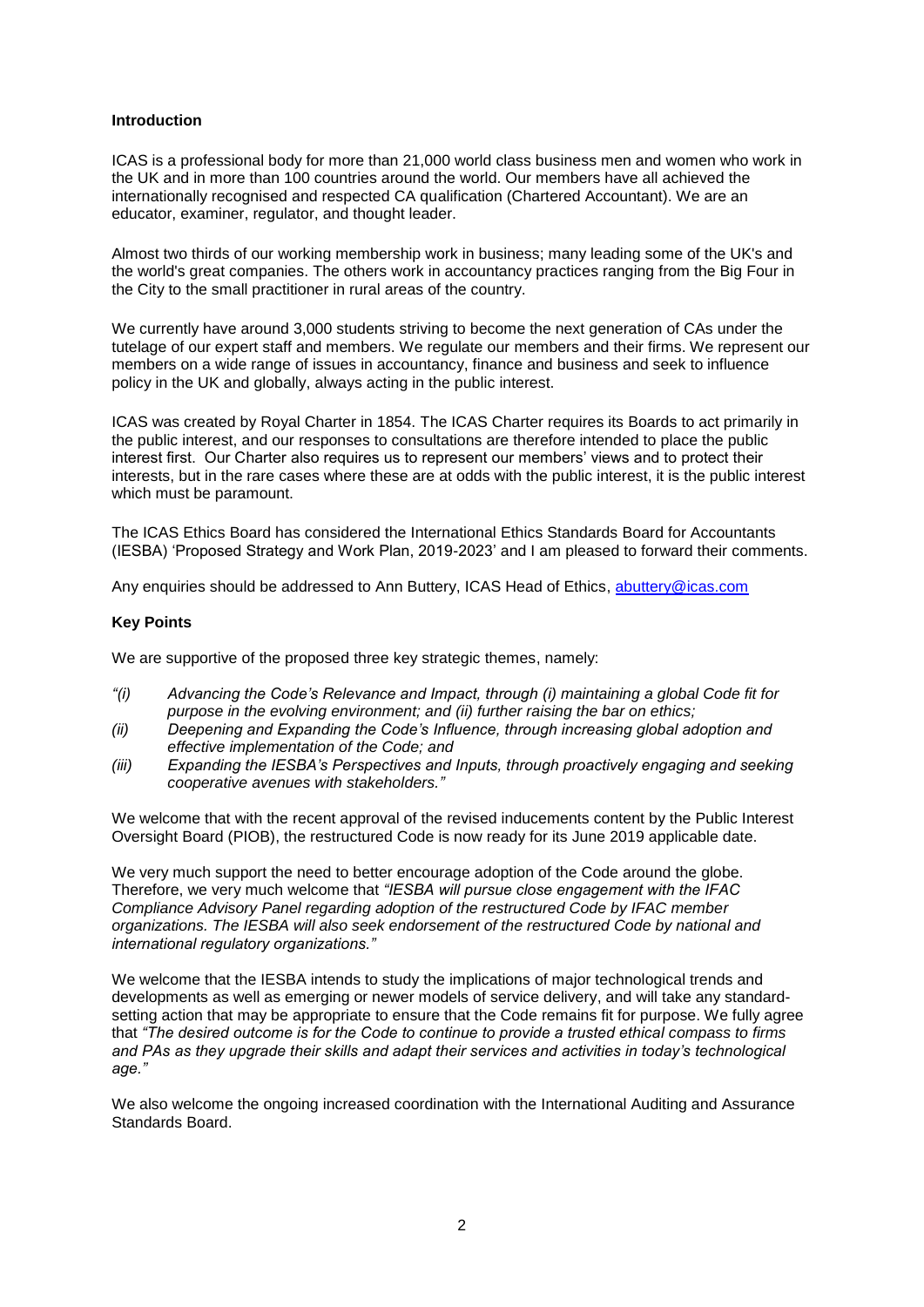### Introduction

ICAS is a professional body for more than 21,000 world class business men and women who work in the UK and in more than 100 countries around the world. Our members have all achieved the internationally recognised and respected CA qualification (Chartered Accountant). We are an educator, examiner, regulator, and thought leader.

Almost two thirds of our working membership work in business; many leading some of the UK's and the world's great companies. The others work in accountancy practices ranging from the Big Four in the City to the small practitioner in rural areas of the country.

We currently have around 3,000 students striving to become the next generation of CAs under the tutelage of our expert staff and members. We regulate our members and their firms. We represent our members on a wide range of issues in accountancy, finance and business and seek to influence policy in the UK and globally, always acting in the public interest.

ICAS was created by Royal Charter in 1854. The ICAS Charter requires its Boards to act primarily in the public interest, and our responses to consultations are therefore intended to place the public interest first. Our Charter also requires us to represent our members' views and to protect their interests, but in the rare cases where these are at odds with the public interest, it is the public interest which must be paramount.

The ICAS Ethics Board has considered the International Ethics Standards Board for Accountants (IESBA) 'Proposed Strategy and Work Plan, 2019-2023' and I am pleased to forward their comments.

Any enquiries should be addressed to Ann Buttery, ICAS Head of Ethics, abuttery@icas.com

### Key Points

We are supportive of the proposed three key strategic themes, namely:

*"(i) Advancing the Code's Relevance and Impact, through (i) maintaining a global Code fit for purpose in the evolving environment; and (ii) further raising the bar on ethics;*

*(ii) Deepening and Expanding the Code's Influence, through increasing global adoption and effective implementation of the Code; and*

*(iii) Expanding the IESBA's Perspectives and Inputs, through proactively engaging and seeking cooperative avenues with stakeholders."*

We welcome that with the recent approval of the revised inducements content by the Public Interest Oversight Board (PIOB), the restructured Code is now ready for its June 2019 applicable date.

We very much support the need to better encourage adoption of the Code around the globe. Therefore, we very much welcome that *"IESBA will pursue close engagement with the IFAC Compliance Advisory Panel regarding adoption of the restructured Code by IFAC member organizations. The IESBA will also seek endorsement of the restructured Code by national and international regulatory organizations."*

We welcome that the IESBA intends to study the implications of major technological trends and developments as well as emerging or newer models of service delivery, and will take any standard-setting action that may be appropriate to ensure that the Code remains fit for purpose. We fully agree that *"The desired outcome is for the Code to continue to provide a trusted ethical compass to firms and PAs as they upgrade their skills and adapt their services and activities in today's technological age."*

We also welcome the ongoing increased coordination with the International Auditing and Assurance Standards Board.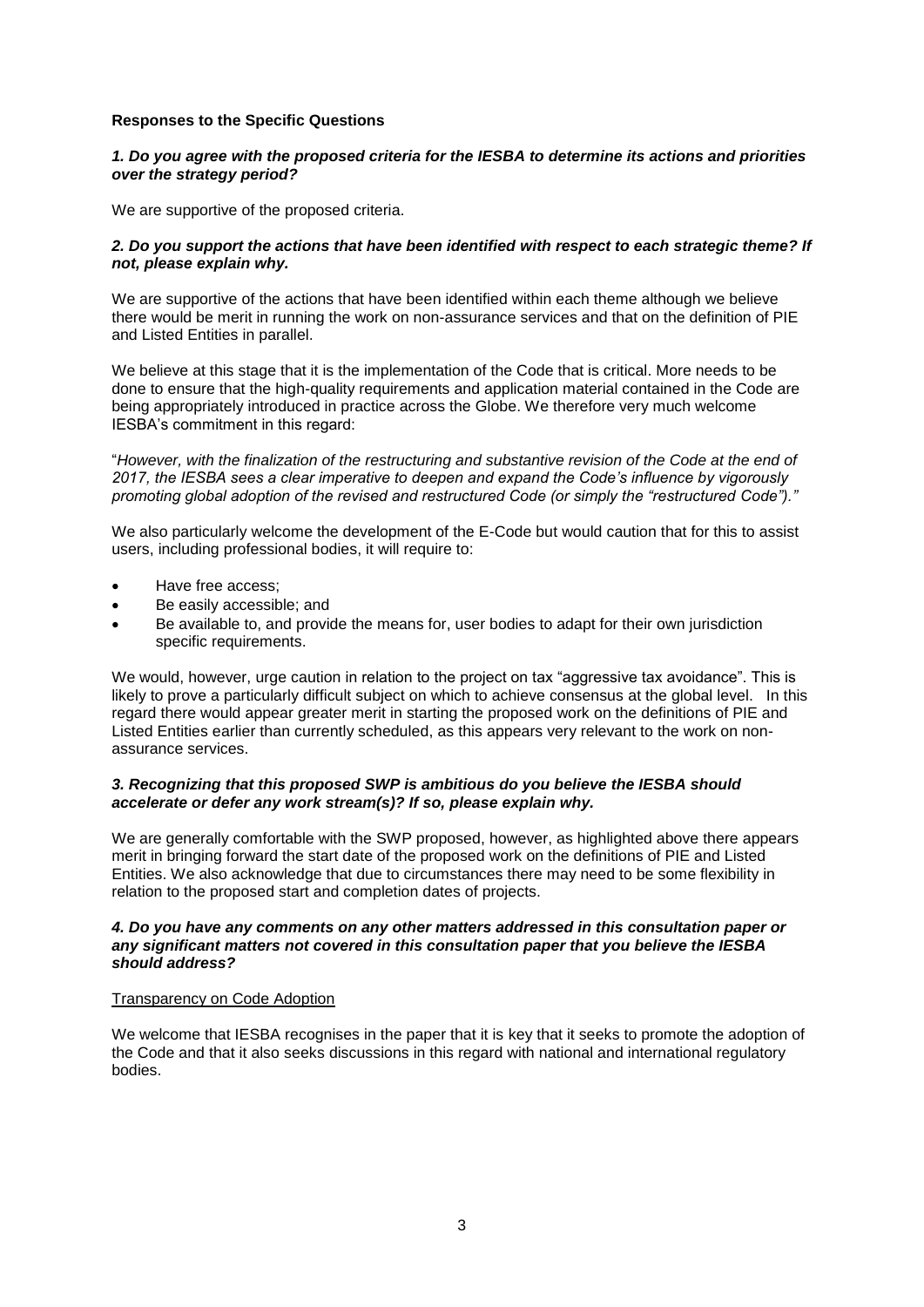**Responses to the Specific Questions**

***1. Do you agree with the proposed criteria for the IESBA to determine its actions and priorities over the strategy period?***

We are supportive of the proposed criteria.

***2. Do you support the actions that have been identified with respect to each strategic theme? If not, please explain why.***

We are supportive of the actions that have been identified within each theme although we believe there would be merit in running the work on non-assurance services and that on the definition of PIE and Listed Entities in parallel.

We believe at this stage that it is the implementation of the Code that is critical. More needs to be done to ensure that the high-quality requirements and application material contained in the Code are being appropriately introduced in practice across the Globe. We therefore very much welcome IESBA's commitment in this regard:

"*However, with the finalization of the restructuring and substantive revision of the Code at the end of 2017, the IESBA sees a clear imperative to deepen and expand the Code's influence by vigorously promoting global adoption of the revised and restructured Code (or simply the "restructured Code")."*

We also particularly welcome the development of the E-Code but would caution that for this to assist users, including professional bodies, it will require to:

- Have free access;
- Be easily accessible; and
- Be available to, and provide the means for, user bodies to adapt for their own jurisdiction specific requirements.

We would, however, urge caution in relation to the project on tax "aggressive tax avoidance". This is likely to prove a particularly difficult subject on which to achieve consensus at the global level. In this regard there would appear greater merit in starting the proposed work on the definitions of PIE and Listed Entities earlier than currently scheduled, as this appears very relevant to the work on non-assurance services.

***3. Recognizing that this proposed SWP is ambitious do you believe the IESBA should accelerate or defer any work stream(s)? If so, please explain why.***

We are generally comfortable with the SWP proposed, however, as highlighted above there appears merit in bringing forward the start date of the proposed work on the definitions of PIE and Listed Entities. We also acknowledge that due to circumstances there may need to be some flexibility in relation to the proposed start and completion dates of projects.

***4. Do you have any comments on any other matters addressed in this consultation paper or any significant matters not covered in this consultation paper that you believe the IESBA should address?***

Transparency on Code Adoption

We welcome that IESBA recognises in the paper that it is key that it seeks to promote the adoption of the Code and that it also seeks discussions in this regard with national and international regulatory bodies.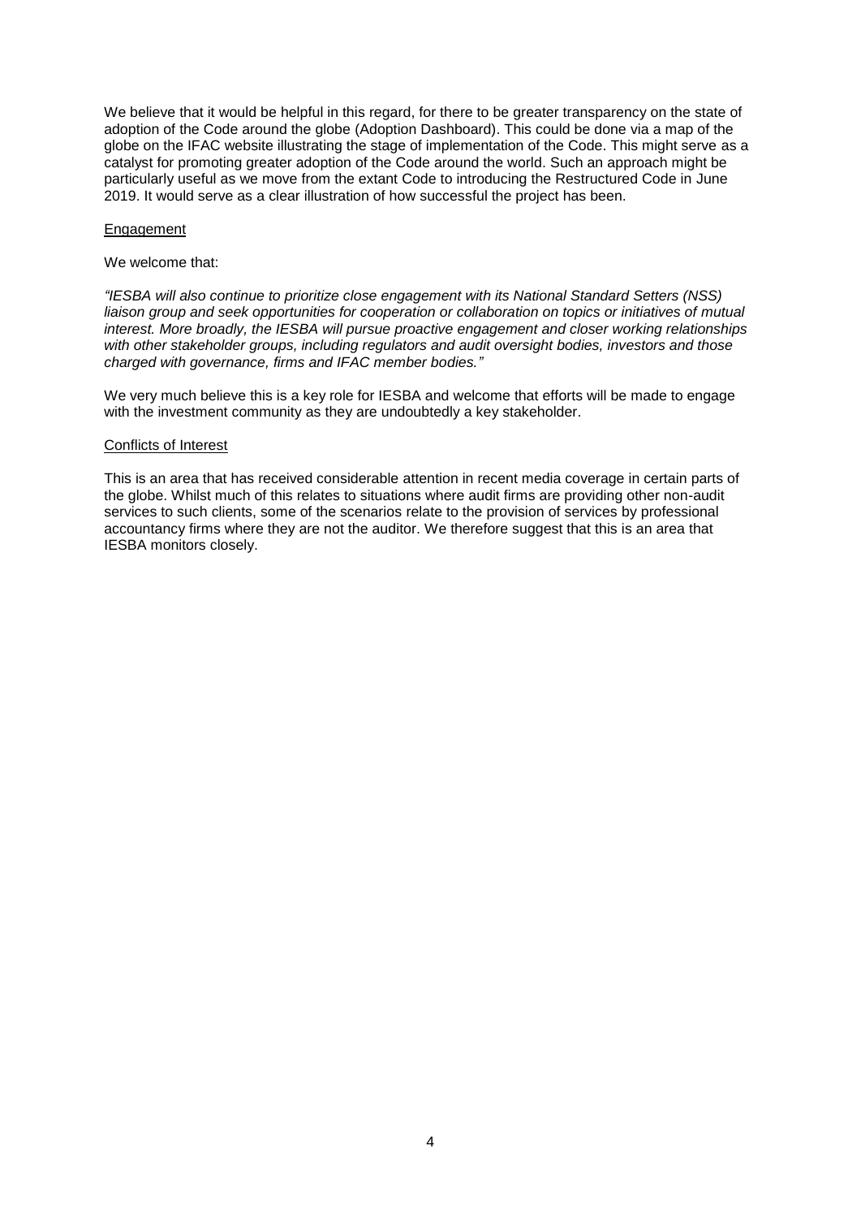We believe that it would be helpful in this regard, for there to be greater transparency on the state of adoption of the Code around the globe (Adoption Dashboard). This could be done via a map of the globe on the IFAC website illustrating the stage of implementation of the Code. This might serve as a catalyst for promoting greater adoption of the Code around the world. Such an approach might be particularly useful as we move from the extant Code to introducing the Restructured Code in June 2019. It would serve as a clear illustration of how successful the project has been.

<u>Engagement</u>

We welcome that:

*"IESBA will also continue to prioritize close engagement with its National Standard Setters (NSS) liaison group and seek opportunities for cooperation or collaboration on topics or initiatives of mutual interest. More broadly, the IESBA will pursue proactive engagement and closer working relationships with other stakeholder groups, including regulators and audit oversight bodies, investors and those charged with governance, firms and IFAC member bodies."*

We very much believe this is a key role for IESBA and welcome that efforts will be made to engage with the investment community as they are undoubtedly a key stakeholder.

<u>Conflicts of Interest</u>

This is an area that has received considerable attention in recent media coverage in certain parts of the globe. Whilst much of this relates to situations where audit firms are providing other non-audit services to such clients, some of the scenarios relate to the provision of services by professional accountancy firms where they are not the auditor. We therefore suggest that this is an area that IESBA monitors closely.